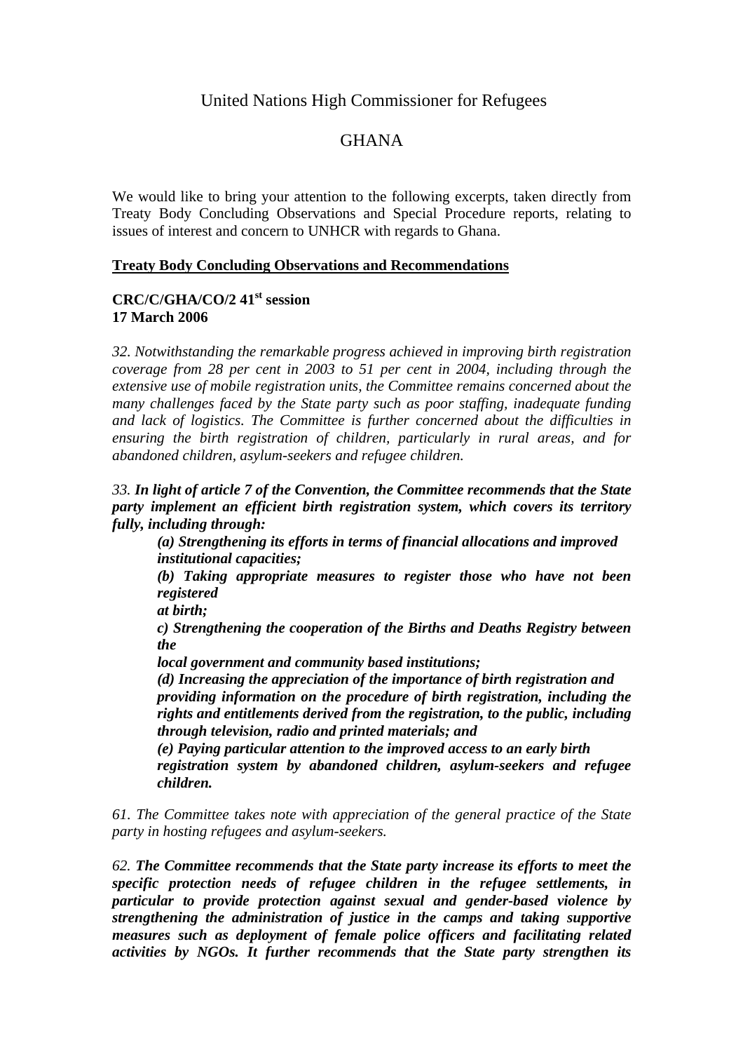# United Nations High Commissioner for Refugees

# GHANA

We would like to bring your attention to the following excerpts, taken directly from Treaty Body Concluding Observations and Special Procedure reports, relating to issues of interest and concern to UNHCR with regards to Ghana.

## Treaty Body Concluding Observations and Recommendations

**CRC/C/GHA/CO/2 41st session**
**17 March 2006**

*32. Notwithstanding the remarkable progress achieved in improving birth registration coverage from 28 per cent in 2003 to 51 per cent in 2004, including through the extensive use of mobile registration units, the Committee remains concerned about the many challenges faced by the State party such as poor staffing, inadequate funding and lack of logistics. The Committee is further concerned about the difficulties in ensuring the birth registration of children, particularly in rural areas, and for abandoned children, asylum-seekers and refugee children.*

*33.* ***In light of article 7 of the Convention, the Committee recommends that the State party implement an efficient birth registration system, which covers its territory fully, including through:***

> ***(a) Strengthening its efforts in terms of financial allocations and improved institutional capacities;***
>
> ***(b) Taking appropriate measures to register those who have not been registered at birth;***
>
> ***c) Strengthening the cooperation of the Births and Deaths Registry between the local government and community based institutions;***
>
> ***(d) Increasing the appreciation of the importance of birth registration and providing information on the procedure of birth registration, including the rights and entitlements derived from the registration, to the public, including through television, radio and printed materials; and***
>
> ***(e) Paying particular attention to the improved access to an early birth registration system by abandoned children, asylum-seekers and refugee children.***

*61. The Committee takes note with appreciation of the general practice of the State party in hosting refugees and asylum-seekers.*

*62.* ***The Committee recommends that the State party increase its efforts to meet the specific protection needs of refugee children in the refugee settlements, in particular to provide protection against sexual and gender-based violence by strengthening the administration of justice in the camps and taking supportive measures such as deployment of female police officers and facilitating related activities by NGOs. It further recommends that the State party strengthen its***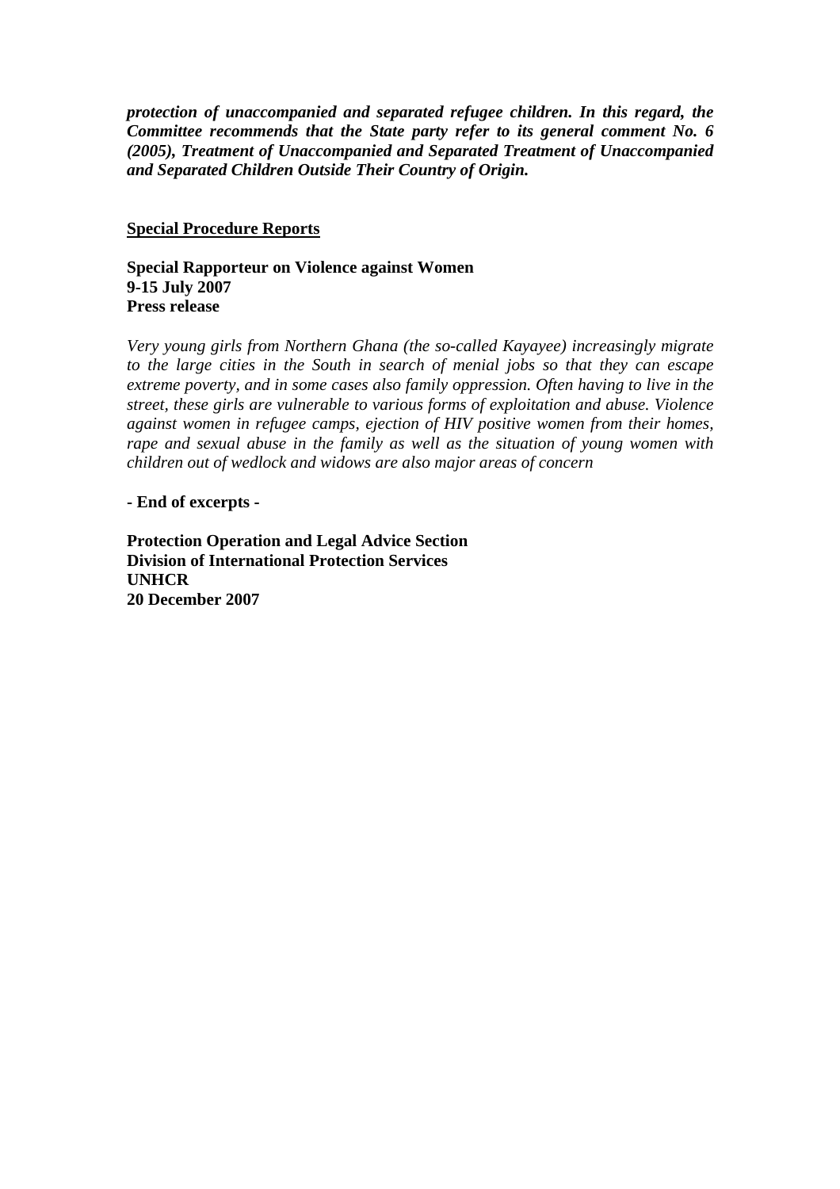***protection of unaccompanied and separated refugee children. In this regard, the Committee recommends that the State party refer to its general comment No. 6 (2005), Treatment of Unaccompanied and Separated Treatment of Unaccompanied and Separated Children Outside Their Country of Origin.***

**<u>Special Procedure Reports</u>**

**Special Rapporteur on Violence against Women**
**9-15 July 2007**
**Press release**

*Very young girls from Northern Ghana (the so-called Kayayee) increasingly migrate to the large cities in the South in search of menial jobs so that they can escape extreme poverty, and in some cases also family oppression. Often having to live in the street, these girls are vulnerable to various forms of exploitation and abuse. Violence against women in refugee camps, ejection of HIV positive women from their homes, rape and sexual abuse in the family as well as the situation of young women with children out of wedlock and widows are also major areas of concern*

**- End of excerpts -**

**Protection Operation and Legal Advice Section**
**Division of International Protection Services**
**UNHCR**
**20 December 2007**